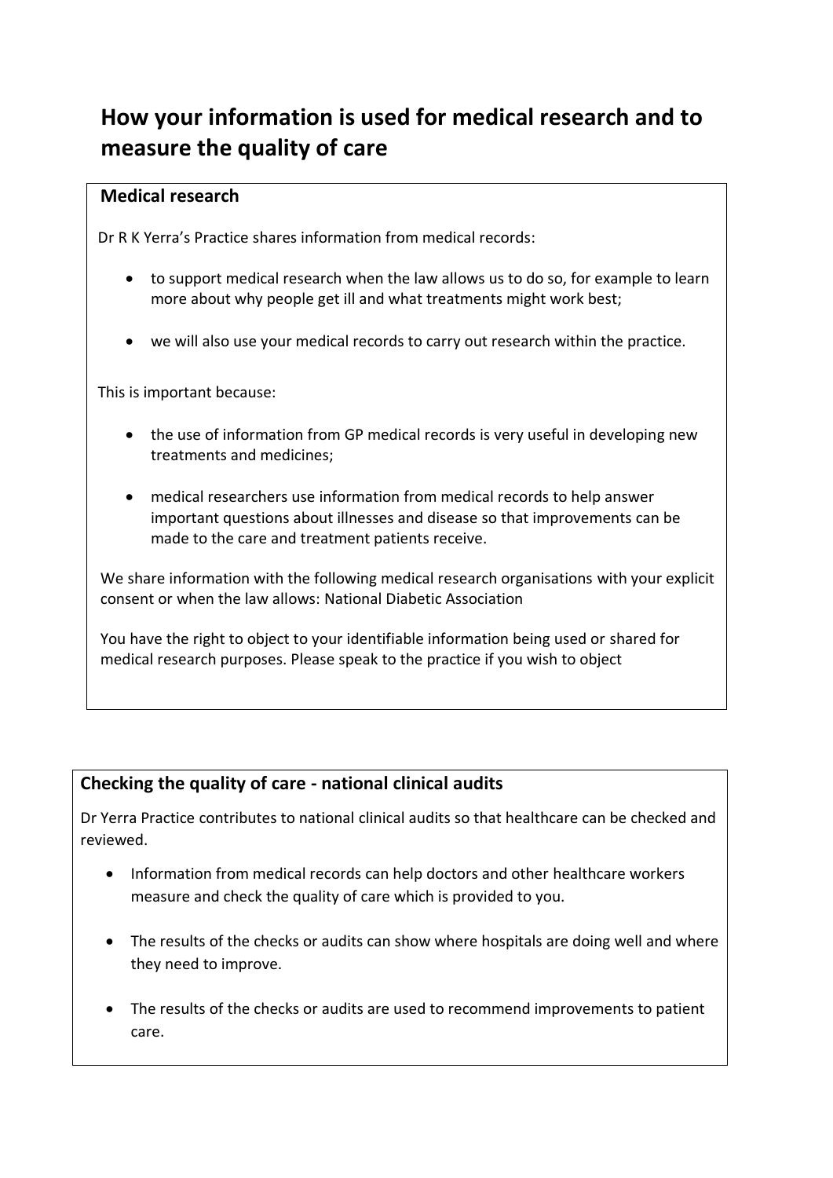# How your information is used for medical research and to measure the quality of care

## Medical research

Dr R K Yerra's Practice shares information from medical records:

- to support medical research when the law allows us to do so, for example to learn more about why people get ill and what treatments might work best;
- we will also use your medical records to carry out research within the practice.

This is important because:

- the use of information from GP medical records is very useful in developing new treatments and medicines;
- medical researchers use information from medical records to help answer important questions about illnesses and disease so that improvements can be made to the care and treatment patients receive.

We share information with the following medical research organisations with your explicit consent or when the law allows: National Diabetic Association

You have the right to object to your identifiable information being used or shared for medical research purposes. Please speak to the practice if you wish to object

## Checking the quality of care - national clinical audits

Dr Yerra Practice contributes to national clinical audits so that healthcare can be checked and reviewed.

- Information from medical records can help doctors and other healthcare workers measure and check the quality of care which is provided to you.
- The results of the checks or audits can show where hospitals are doing well and where they need to improve.
- The results of the checks or audits are used to recommend improvements to patient care.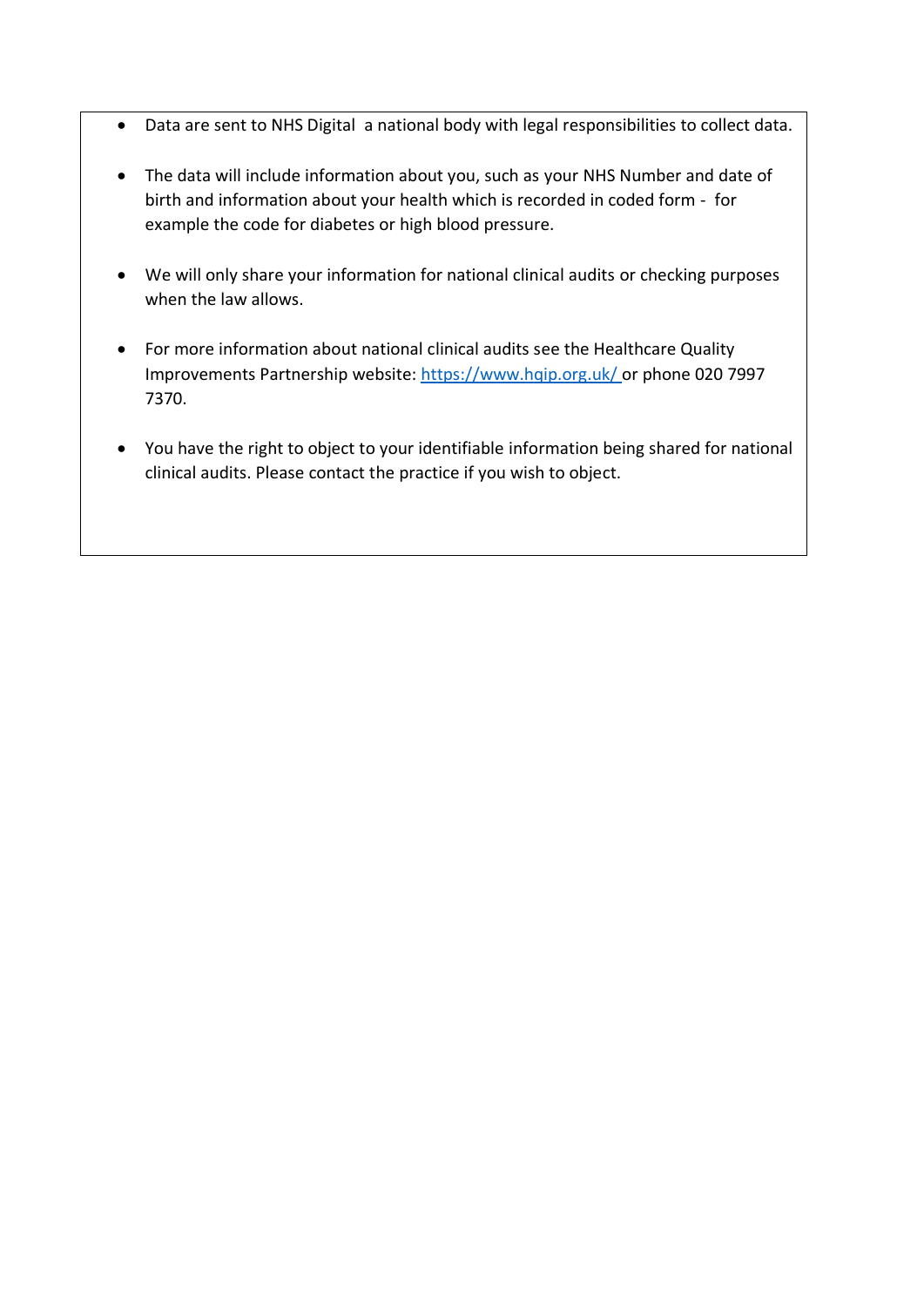- Data are sent to NHS Digital  a national body with legal responsibilities to collect data.

- The data will include information about you, such as your NHS Number and date of birth and information about your health which is recorded in coded form -  for example the code for diabetes or high blood pressure.

- We will only share your information for national clinical audits or checking purposes when the law allows.

- For more information about national clinical audits see the Healthcare Quality Improvements Partnership website: [https://www.hqip.org.uk/](https://www.hqip.org.uk/) or phone 020 7997 7370.

- You have the right to object to your identifiable information being shared for national clinical audits. Please contact the practice if you wish to object.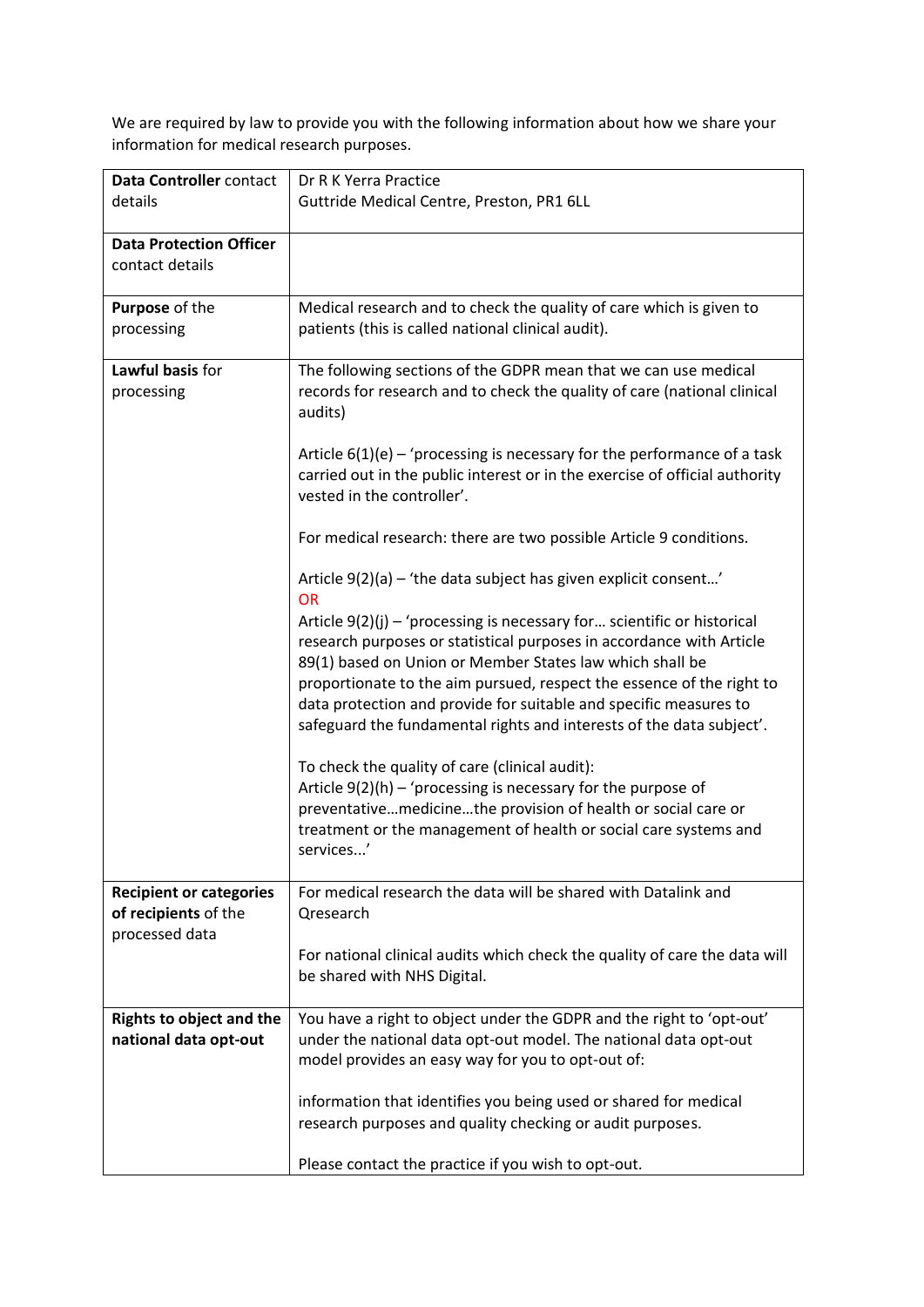We are required by law to provide you with the following information about how we share your information for medical research purposes.

| **Data Controller** contact details | Dr R K Yerra Practice<br>Guttride Medical Centre, Preston, PR1 6LL |
|---|---|
| **Data Protection Officer** contact details | |
| **Purpose** of the processing | Medical research and to check the quality of care which is given to patients (this is called national clinical audit). |
| **Lawful basis** for processing | The following sections of the GDPR mean that we can use medical records for research and to check the quality of care (national clinical audits)<br><br>Article 6(1)(e) – 'processing is necessary for the performance of a task carried out in the public interest or in the exercise of official authority vested in the controller'.<br><br>For medical research: there are two possible Article 9 conditions.<br><br>Article 9(2)(a) – 'the data subject has given explicit consent…'<br>OR<br>Article 9(2)(j) – 'processing is necessary for… scientific or historical research purposes or statistical purposes in accordance with Article 89(1) based on Union or Member States law which shall be proportionate to the aim pursued, respect the essence of the right to data protection and provide for suitable and specific measures to safeguard the fundamental rights and interests of the data subject'.<br><br>To check the quality of care (clinical audit):<br>Article 9(2)(h) – 'processing is necessary for the purpose of preventative…medicine…the provision of health or social care or treatment or the management of health or social care systems and services...' |
| **Recipient or categories of recipients** of the processed data | For medical research the data will be shared with Datalink and Qresearch<br><br>For national clinical audits which check the quality of care the data will be shared with NHS Digital. |
| **Rights to object and the national data opt-out** | You have a right to object under the GDPR and the right to 'opt-out' under the national data opt-out model. The national data opt-out model provides an easy way for you to opt-out of:<br><br>information that identifies you being used or shared for medical research purposes and quality checking or audit purposes.<br><br>Please contact the practice if you wish to opt-out. |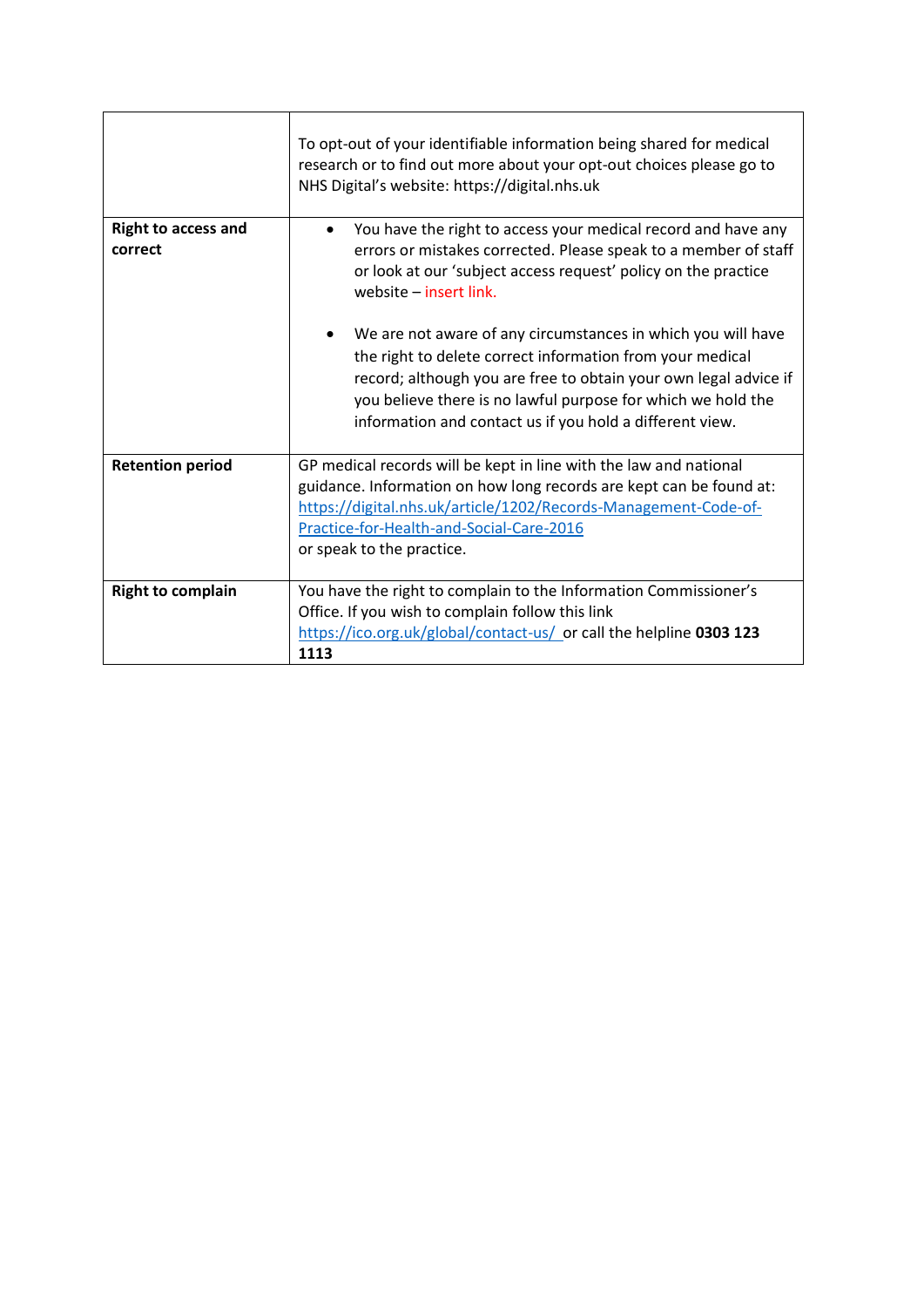| | |
|---|---|
| | To opt-out of your identifiable information being shared for medical research or to find out more about your opt-out choices please go to NHS Digital's website: https://digital.nhs.uk |
| **Right to access and correct** | • You have the right to access your medical record and have any errors or mistakes corrected. Please speak to a member of staff or look at our 'subject access request' policy on the practice website – insert link.<br><br>• We are not aware of any circumstances in which you will have the right to delete correct information from your medical record; although you are free to obtain your own legal advice if you believe there is no lawful purpose for which we hold the information and contact us if you hold a different view. |
| **Retention period** | GP medical records will be kept in line with the law and national guidance. Information on how long records are kept can be found at: https://digital.nhs.uk/article/1202/Records-Management-Code-of-Practice-for-Health-and-Social-Care-2016<br>or speak to the practice. |
| **Right to complain** | You have the right to complain to the Information Commissioner's Office. If you wish to complain follow this link https://ico.org.uk/global/contact-us/ or call the helpline **0303 123 1113** |